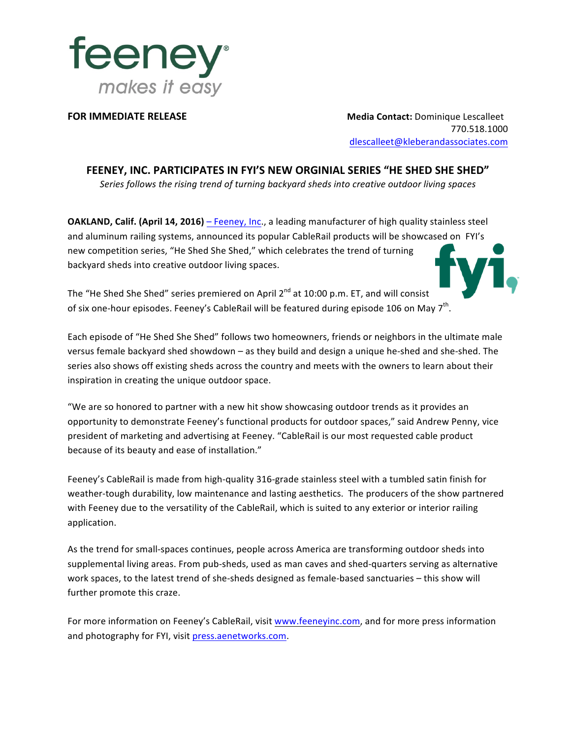feeney

*makes it easy*

**FOR IMMEDIATE RELEASE**

**Media Contact:** Dominique Lescalleet
770.518.1000
dlescalleet@kleberandassociates.com

## FEENEY, INC. PARTICIPATES IN FYI'S NEW ORGINIAL SERIES "HE SHED SHE SHED"

*Series follows the rising trend of turning backyard sheds into creative outdoor living spaces*

**OAKLAND, Calif. (April 14, 2016)** – Feeney, Inc., a leading manufacturer of high quality stainless steel and aluminum railing systems, announced its popular CableRail products will be showcased on FYI's new competition series, "He Shed She Shed," which celebrates the trend of turning backyard sheds into creative outdoor living spaces.

The "He Shed She Shed" series premiered on April 2nd at 10:00 p.m. ET, and will consist of six one-hour episodes. Feeney's CableRail will be featured during episode 106 on May 7th.

Each episode of "He Shed She Shed" follows two homeowners, friends or neighbors in the ultimate male versus female backyard shed showdown – as they build and design a unique he-shed and she-shed. The series also shows off existing sheds across the country and meets with the owners to learn about their inspiration in creating the unique outdoor space.

"We are so honored to partner with a new hit show showcasing outdoor trends as it provides an opportunity to demonstrate Feeney's functional products for outdoor spaces," said Andrew Penny, vice president of marketing and advertising at Feeney. "CableRail is our most requested cable product because of its beauty and ease of installation."

Feeney's CableRail is made from high-quality 316-grade stainless steel with a tumbled satin finish for weather-tough durability, low maintenance and lasting aesthetics. The producers of the show partnered with Feeney due to the versatility of the CableRail, which is suited to any exterior or interior railing application.

As the trend for small-spaces continues, people across America are transforming outdoor sheds into supplemental living areas. From pub-sheds, used as man caves and shed-quarters serving as alternative work spaces, to the latest trend of she-sheds designed as female-based sanctuaries – this show will further promote this craze.

For more information on Feeney's CableRail, visit www.feeneyinc.com, and for more press information and photography for FYI, visit press.aenetworks.com.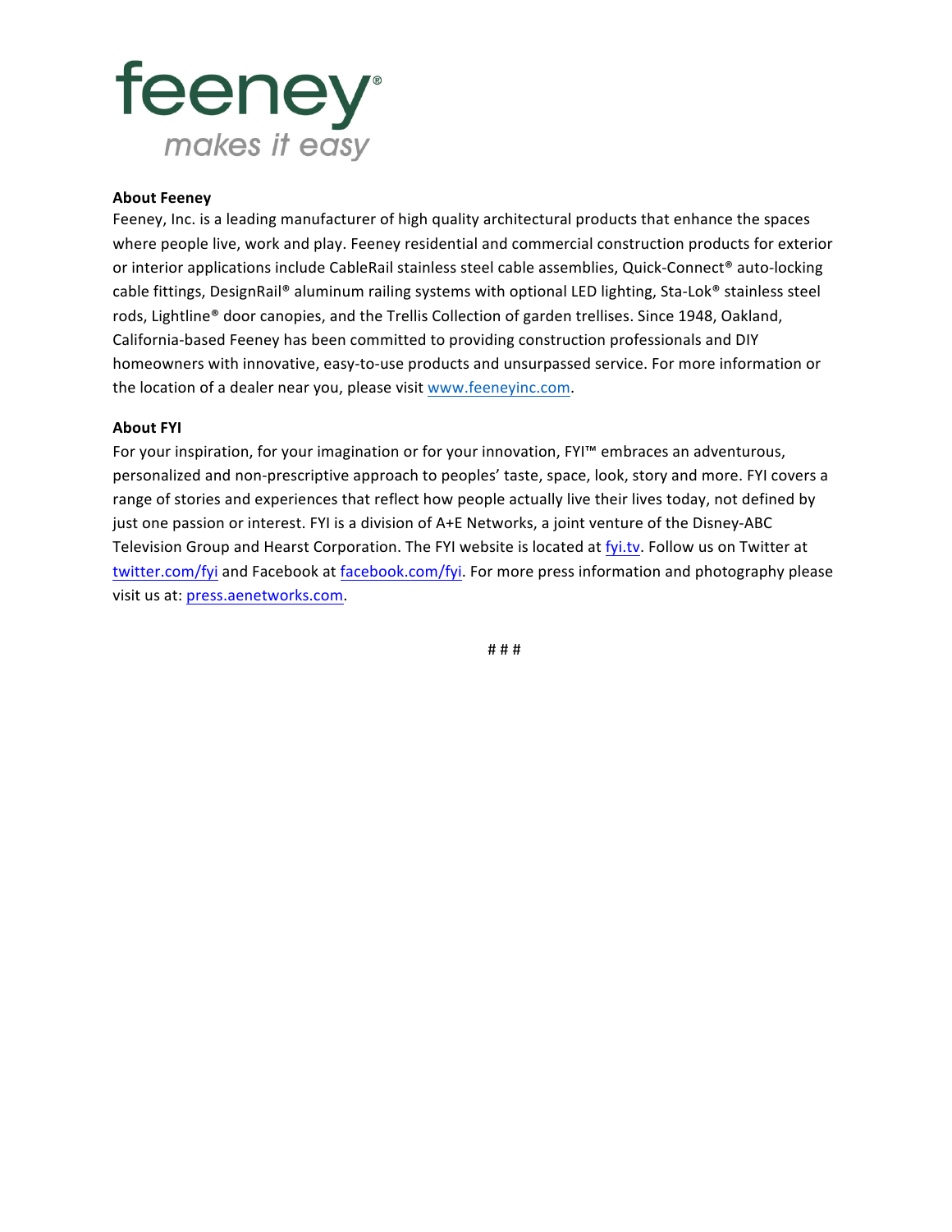feeney®

*makes it easy*

**About Feeney**

Feeney, Inc. is a leading manufacturer of high quality architectural products that enhance the spaces where people live, work and play. Feeney residential and commercial construction products for exterior or interior applications include CableRail stainless steel cable assemblies, Quick-Connect® auto-locking cable fittings, DesignRail® aluminum railing systems with optional LED lighting, Sta-Lok® stainless steel rods, Lightline® door canopies, and the Trellis Collection of garden trellises. Since 1948, Oakland, California-based Feeney has been committed to providing construction professionals and DIY homeowners with innovative, easy-to-use products and unsurpassed service. For more information or the location of a dealer near you, please visit www.feeneyinc.com.

**About FYI**

For your inspiration, for your imagination or for your innovation, FYI™ embraces an adventurous, personalized and non-prescriptive approach to peoples' taste, space, look, story and more. FYI covers a range of stories and experiences that reflect how people actually live their lives today, not defined by just one passion or interest. FYI is a division of A+E Networks, a joint venture of the Disney-ABC Television Group and Hearst Corporation. The FYI website is located at fyi.tv. Follow us on Twitter at twitter.com/fyi and Facebook at facebook.com/fyi. For more press information and photography please visit us at: press.aenetworks.com.

# # #